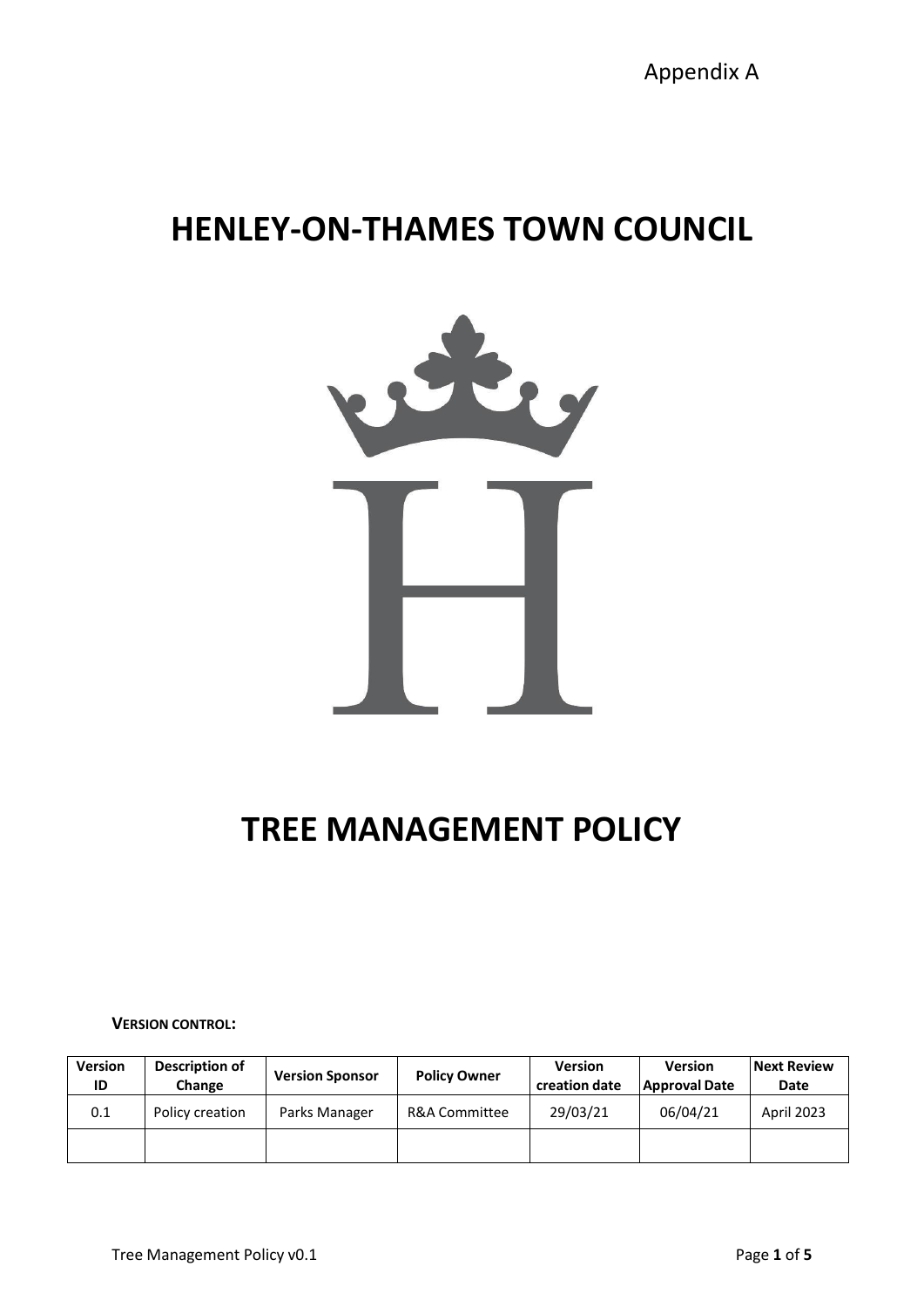Appendix A

# HENLEY-ON-THAMES TOWN COUNCIL

# TREE MANAGEMENT POLICY

**VERSION CONTROL:**

| Version ID | Description of Change | Version Sponsor | Policy Owner | Version creation date | Version Approval Date | Next Review Date |
|---|---|---|---|---|---|---|
| 0.1 | Policy creation | Parks Manager | R&A Committee | 29/03/21 | 06/04/21 | April 2023 |
| | | | | | | |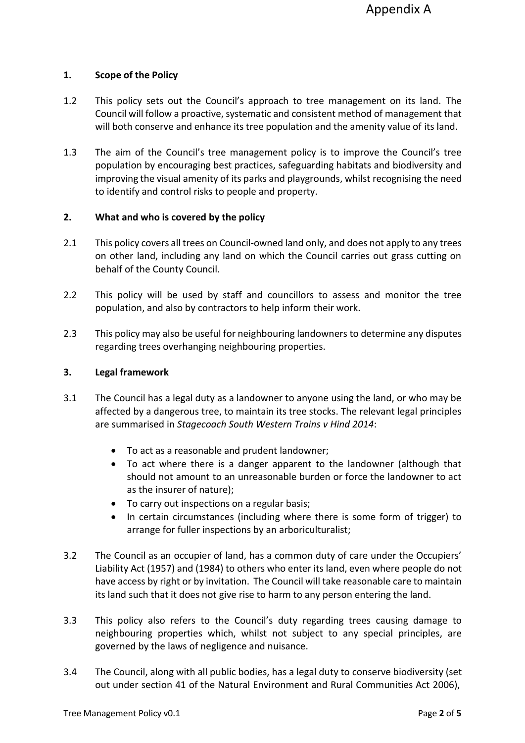Appendix A

## 1. Scope of the Policy

1.2 This policy sets out the Council's approach to tree management on its land. The Council will follow a proactive, systematic and consistent method of management that will both conserve and enhance its tree population and the amenity value of its land.

1.3 The aim of the Council's tree management policy is to improve the Council's tree population by encouraging best practices, safeguarding habitats and biodiversity and improving the visual amenity of its parks and playgrounds, whilst recognising the need to identify and control risks to people and property.

## 2. What and who is covered by the policy

2.1 This policy covers all trees on Council-owned land only, and does not apply to any trees on other land, including any land on which the Council carries out grass cutting on behalf of the County Council.

2.2 This policy will be used by staff and councillors to assess and monitor the tree population, and also by contractors to help inform their work.

2.3 This policy may also be useful for neighbouring landowners to determine any disputes regarding trees overhanging neighbouring properties.

## 3. Legal framework

3.1 The Council has a legal duty as a landowner to anyone using the land, or who may be affected by a dangerous tree, to maintain its tree stocks. The relevant legal principles are summarised in *Stagecoach South Western Trains v Hind 2014*:

- To act as a reasonable and prudent landowner;
- To act where there is a danger apparent to the landowner (although that should not amount to an unreasonable burden or force the landowner to act as the insurer of nature);
- To carry out inspections on a regular basis;
- In certain circumstances (including where there is some form of trigger) to arrange for fuller inspections by an arboriculturalist;

3.2 The Council as an occupier of land, has a common duty of care under the Occupiers' Liability Act (1957) and (1984) to others who enter its land, even where people do not have access by right or by invitation. The Council will take reasonable care to maintain its land such that it does not give rise to harm to any person entering the land.

3.3 This policy also refers to the Council's duty regarding trees causing damage to neighbouring properties which, whilst not subject to any special principles, are governed by the laws of negligence and nuisance.

3.4 The Council, along with all public bodies, has a legal duty to conserve biodiversity (set out under section 41 of the Natural Environment and Rural Communities Act 2006),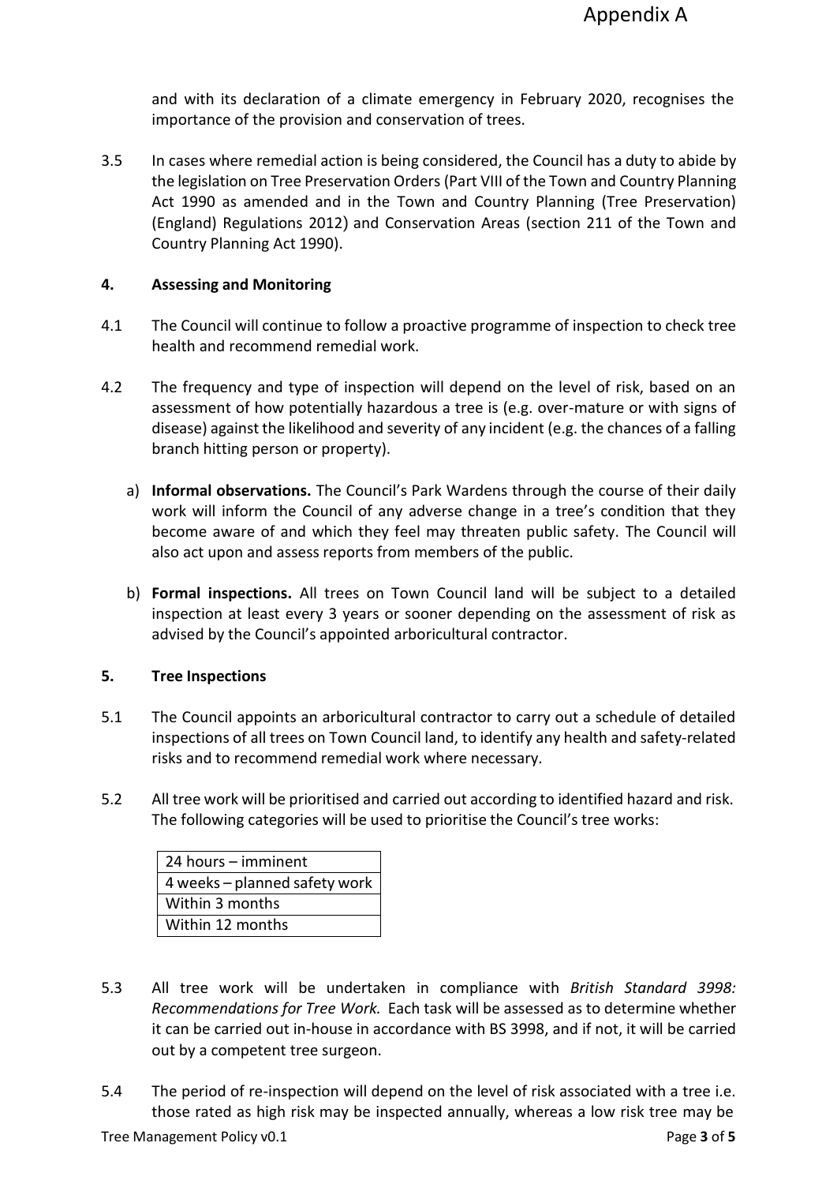and with its declaration of a climate emergency in February 2020, recognises the importance of the provision and conservation of trees.

3.5 In cases where remedial action is being considered, the Council has a duty to abide by the legislation on Tree Preservation Orders (Part VIII of the Town and Country Planning Act 1990 as amended and in the Town and Country Planning (Tree Preservation) (England) Regulations 2012) and Conservation Areas (section 211 of the Town and Country Planning Act 1990).

## 4. Assessing and Monitoring

4.1 The Council will continue to follow a proactive programme of inspection to check tree health and recommend remedial work.

4.2 The frequency and type of inspection will depend on the level of risk, based on an assessment of how potentially hazardous a tree is (e.g. over-mature or with signs of disease) against the likelihood and severity of any incident (e.g. the chances of a falling branch hitting person or property).

a) **Informal observations.** The Council's Park Wardens through the course of their daily work will inform the Council of any adverse change in a tree's condition that they become aware of and which they feel may threaten public safety. The Council will also act upon and assess reports from members of the public.

b) **Formal inspections.** All trees on Town Council land will be subject to a detailed inspection at least every 3 years or sooner depending on the assessment of risk as advised by the Council's appointed arboricultural contractor.

## 5. Tree Inspections

5.1 The Council appoints an arboricultural contractor to carry out a schedule of detailed inspections of all trees on Town Council land, to identify any health and safety-related risks and to recommend remedial work where necessary.

5.2 All tree work will be prioritised and carried out according to identified hazard and risk. The following categories will be used to prioritise the Council's tree works:

| 24 hours – imminent |
|---|
| 4 weeks – planned safety work |
| Within 3 months |
| Within 12 months |

5.3 All tree work will be undertaken in compliance with *British Standard 3998: Recommendations for Tree Work.* Each task will be assessed as to determine whether it can be carried out in-house in accordance with BS 3998, and if not, it will be carried out by a competent tree surgeon.

5.4 The period of re-inspection will depend on the level of risk associated with a tree i.e. those rated as high risk may be inspected annually, whereas a low risk tree may be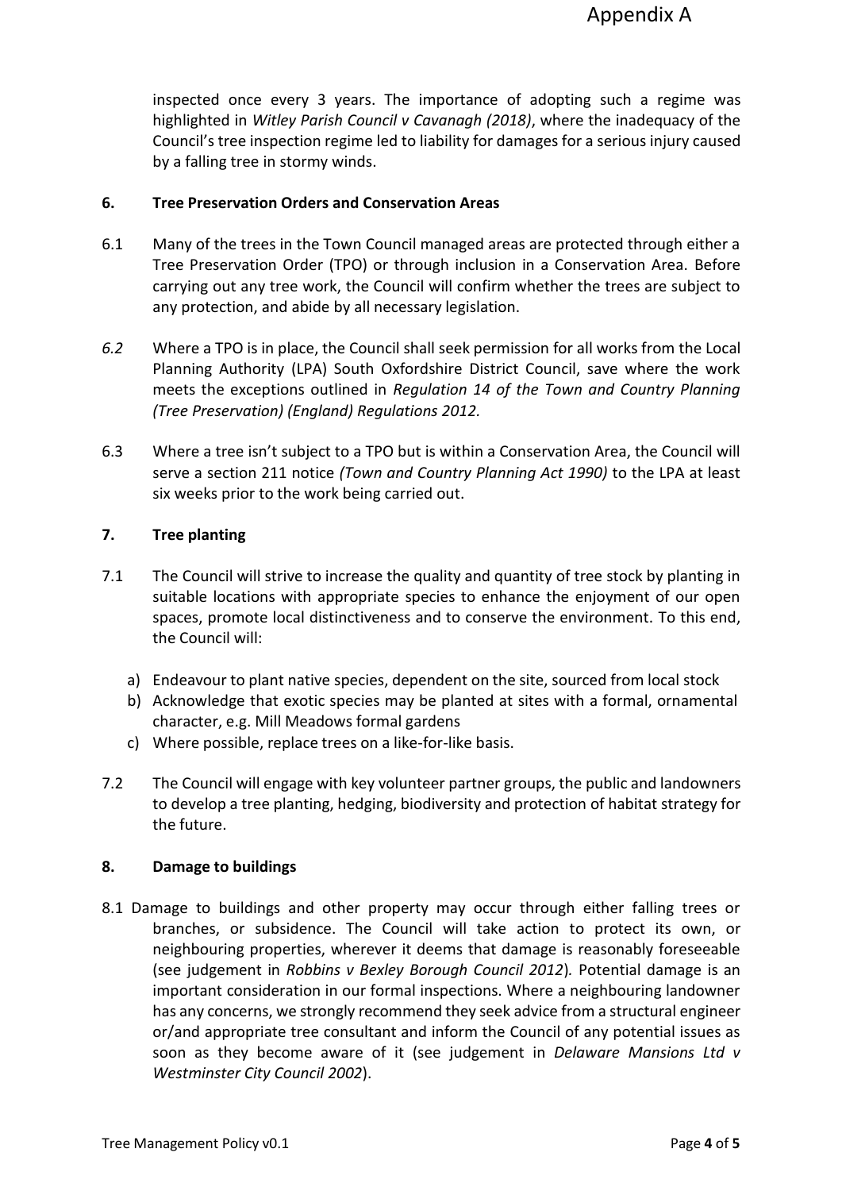inspected once every 3 years. The importance of adopting such a regime was highlighted in *Witley Parish Council v Cavanagh (2018)*, where the inadequacy of the Council's tree inspection regime led to liability for damages for a serious injury caused by a falling tree in stormy winds.

## 6. Tree Preservation Orders and Conservation Areas

6.1 Many of the trees in the Town Council managed areas are protected through either a Tree Preservation Order (TPO) or through inclusion in a Conservation Area. Before carrying out any tree work, the Council will confirm whether the trees are subject to any protection, and abide by all necessary legislation.

*6.2* Where a TPO is in place, the Council shall seek permission for all works from the Local Planning Authority (LPA) South Oxfordshire District Council, save where the work meets the exceptions outlined in *Regulation 14 of the Town and Country Planning (Tree Preservation) (England) Regulations 2012.*

6.3 Where a tree isn't subject to a TPO but is within a Conservation Area, the Council will serve a section 211 notice *(Town and Country Planning Act 1990)* to the LPA at least six weeks prior to the work being carried out.

## 7. Tree planting

7.1 The Council will strive to increase the quality and quantity of tree stock by planting in suitable locations with appropriate species to enhance the enjoyment of our open spaces, promote local distinctiveness and to conserve the environment. To this end, the Council will:

a) Endeavour to plant native species, dependent on the site, sourced from local stock
b) Acknowledge that exotic species may be planted at sites with a formal, ornamental character, e.g. Mill Meadows formal gardens
c) Where possible, replace trees on a like-for-like basis.

7.2 The Council will engage with key volunteer partner groups, the public and landowners to develop a tree planting, hedging, biodiversity and protection of habitat strategy for the future.

## 8. Damage to buildings

8.1 Damage to buildings and other property may occur through either falling trees or branches, or subsidence. The Council will take action to protect its own, or neighbouring properties, wherever it deems that damage is reasonably foreseeable (see judgement in *Robbins v Bexley Borough Council 2012*)*.* Potential damage is an important consideration in our formal inspections. Where a neighbouring landowner has any concerns, we strongly recommend they seek advice from a structural engineer or/and appropriate tree consultant and inform the Council of any potential issues as soon as they become aware of it (see judgement in *Delaware Mansions Ltd v Westminster City Council 2002*).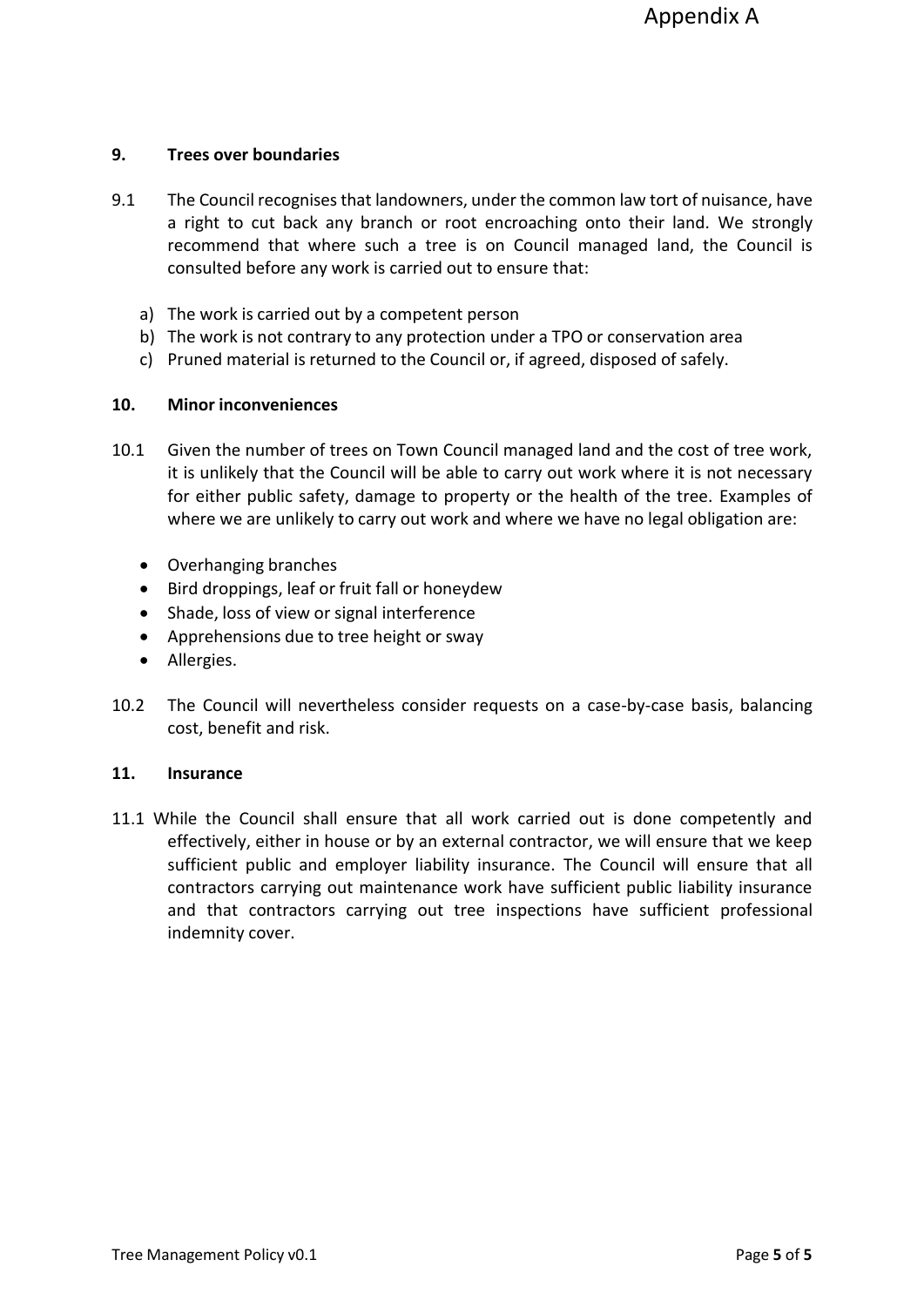## 9. Trees over boundaries

9.1 The Council recognises that landowners, under the common law tort of nuisance, have a right to cut back any branch or root encroaching onto their land. We strongly recommend that where such a tree is on Council managed land, the Council is consulted before any work is carried out to ensure that:

a) The work is carried out by a competent person
b) The work is not contrary to any protection under a TPO or conservation area
c) Pruned material is returned to the Council or, if agreed, disposed of safely.

## 10. Minor inconveniences

10.1 Given the number of trees on Town Council managed land and the cost of tree work, it is unlikely that the Council will be able to carry out work where it is not necessary for either public safety, damage to property or the health of the tree. Examples of where we are unlikely to carry out work and where we have no legal obligation are:

- Overhanging branches
- Bird droppings, leaf or fruit fall or honeydew
- Shade, loss of view or signal interference
- Apprehensions due to tree height or sway
- Allergies.

10.2 The Council will nevertheless consider requests on a case-by-case basis, balancing cost, benefit and risk.

## 11. Insurance

11.1 While the Council shall ensure that all work carried out is done competently and effectively, either in house or by an external contractor, we will ensure that we keep sufficient public and employer liability insurance. The Council will ensure that all contractors carrying out maintenance work have sufficient public liability insurance and that contractors carrying out tree inspections have sufficient professional indemnity cover.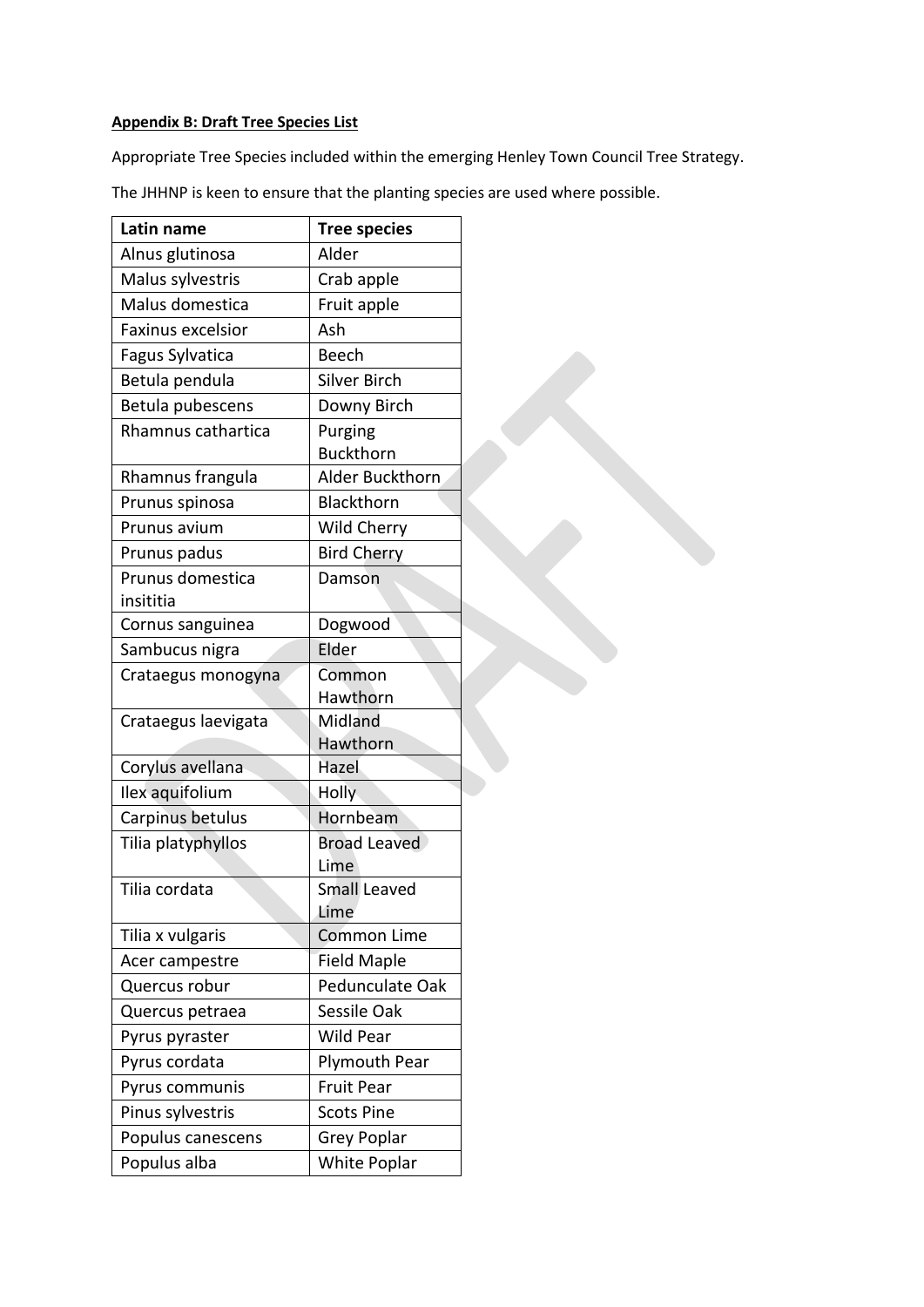**Appendix B: Draft Tree Species List**

Appropriate Tree Species included within the emerging Henley Town Council Tree Strategy.

The JHHNP is keen to ensure that the planting species are used where possible.

| Latin name | Tree species |
|---|---|
| Alnus glutinosa | Alder |
| Malus sylvestris | Crab apple |
| Malus domestica | Fruit apple |
| Faxinus excelsior | Ash |
| Fagus Sylvatica | Beech |
| Betula pendula | Silver Birch |
| Betula pubescens | Downy Birch |
| Rhamnus cathartica | Purging Buckthorn |
| Rhamnus frangula | Alder Buckthorn |
| Prunus spinosa | Blackthorn |
| Prunus avium | Wild Cherry |
| Prunus padus | Bird Cherry |
| Prunus domestica insititia | Damson |
| Cornus sanguinea | Dogwood |
| Sambucus nigra | Elder |
| Crataegus monogyna | Common Hawthorn |
| Crataegus laevigata | Midland Hawthorn |
| Corylus avellana | Hazel |
| Ilex aquifolium | Holly |
| Carpinus betulus | Hornbeam |
| Tilia platyphyllos | Broad Leaved Lime |
| Tilia cordata | Small Leaved Lime |
| Tilia x vulgaris | Common Lime |
| Acer campestre | Field Maple |
| Quercus robur | Pedunculate Oak |
| Quercus petraea | Sessile Oak |
| Pyrus pyraster | Wild Pear |
| Pyrus cordata | Plymouth Pear |
| Pyrus communis | Fruit Pear |
| Pinus sylvestris | Scots Pine |
| Populus canescens | Grey Poplar |
| Populus alba | White Poplar |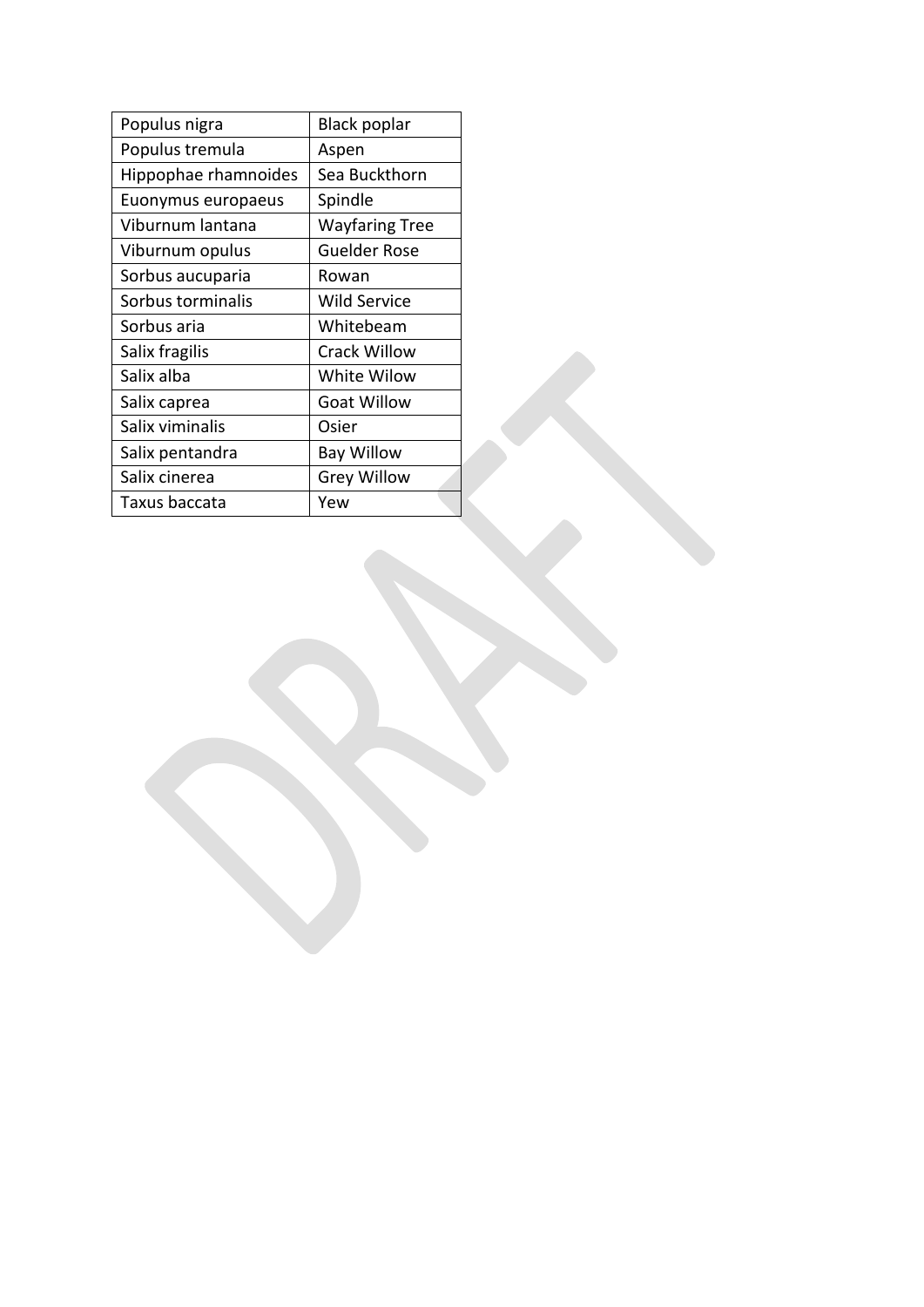| Populus nigra | Black poplar |
|---|---|
| Populus tremula | Aspen |
| Hippophae rhamnoides | Sea Buckthorn |
| Euonymus europaeus | Spindle |
| Viburnum lantana | Wayfaring Tree |
| Viburnum opulus | Guelder Rose |
| Sorbus aucuparia | Rowan |
| Sorbus torminalis | Wild Service |
| Sorbus aria | Whitebeam |
| Salix fragilis | Crack Willow |
| Salix alba | White Wilow |
| Salix caprea | Goat Willow |
| Salix viminalis | Osier |
| Salix pentandra | Bay Willow |
| Salix cinerea | Grey Willow |
| Taxus baccata | Yew |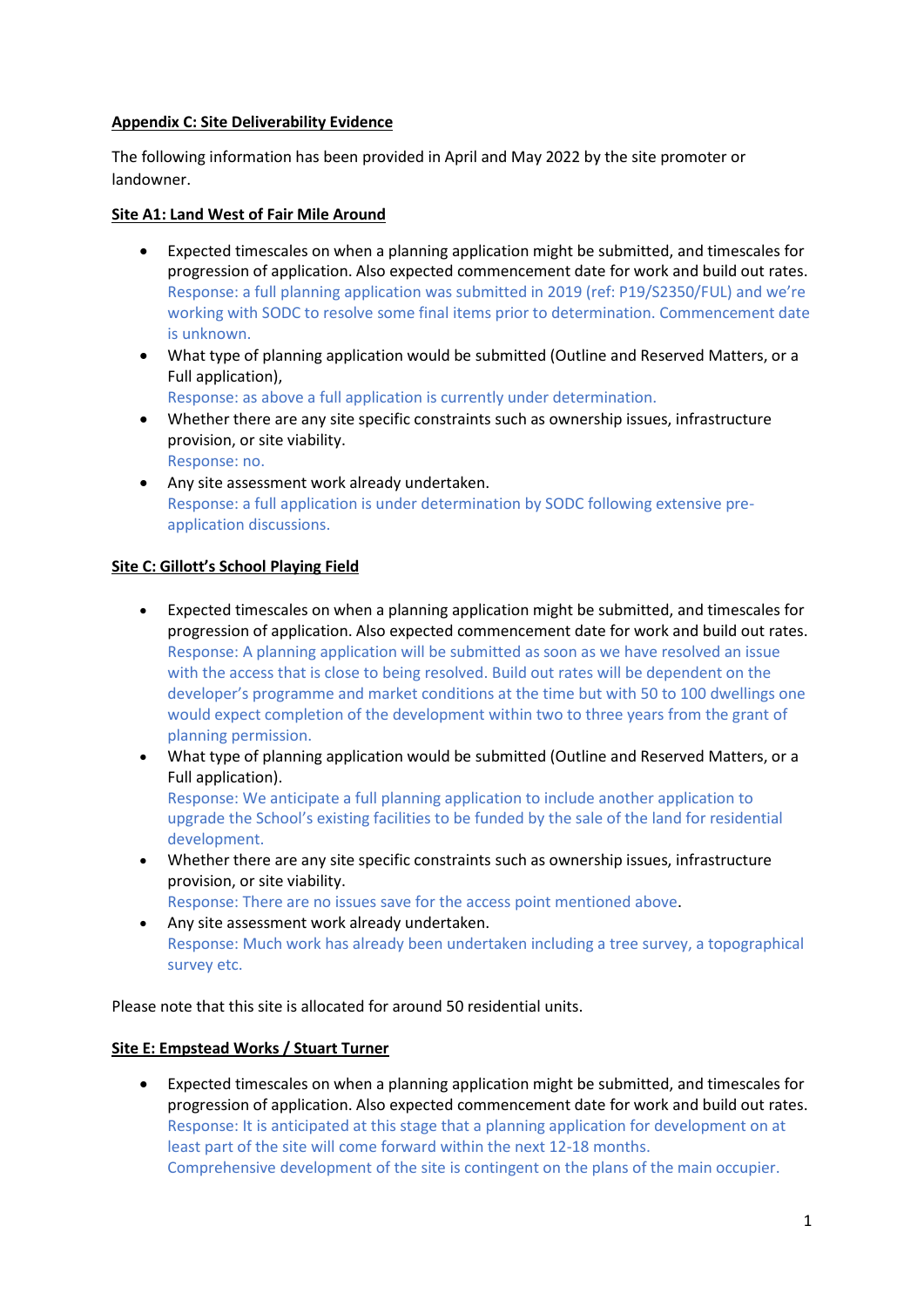**Appendix C: Site Deliverability Evidence**

The following information has been provided in April and May 2022 by the site promoter or landowner.

**Site A1: Land West of Fair Mile Around**

- Expected timescales on when a planning application might be submitted, and timescales for progression of application. Also expected commencement date for work and build out rates.
  Response: a full planning application was submitted in 2019 (ref: P19/S2350/FUL) and we're working with SODC to resolve some final items prior to determination. Commencement date is unknown.
- What type of planning application would be submitted (Outline and Reserved Matters, or a Full application),
  Response: as above a full application is currently under determination.
- Whether there are any site specific constraints such as ownership issues, infrastructure provision, or site viability.
  Response: no.
- Any site assessment work already undertaken.
  Response: a full application is under determination by SODC following extensive pre-application discussions.

**Site C: Gillott's School Playing Field**

- Expected timescales on when a planning application might be submitted, and timescales for progression of application. Also expected commencement date for work and build out rates.
  Response: A planning application will be submitted as soon as we have resolved an issue with the access that is close to being resolved. Build out rates will be dependent on the developer's programme and market conditions at the time but with 50 to 100 dwellings one would expect completion of the development within two to three years from the grant of planning permission.
- What type of planning application would be submitted (Outline and Reserved Matters, or a Full application).
  Response: We anticipate a full planning application to include another application to upgrade the School's existing facilities to be funded by the sale of the land for residential development.
- Whether there are any site specific constraints such as ownership issues, infrastructure provision, or site viability.
  Response: There are no issues save for the access point mentioned above.
- Any site assessment work already undertaken.
  Response: Much work has already been undertaken including a tree survey, a topographical survey etc.

Please note that this site is allocated for around 50 residential units.

**Site E: Empstead Works / Stuart Turner**

- Expected timescales on when a planning application might be submitted, and timescales for progression of application. Also expected commencement date for work and build out rates.
  Response: It is anticipated at this stage that a planning application for development on at least part of the site will come forward within the next 12-18 months.
  Comprehensive development of the site is contingent on the plans of the main occupier.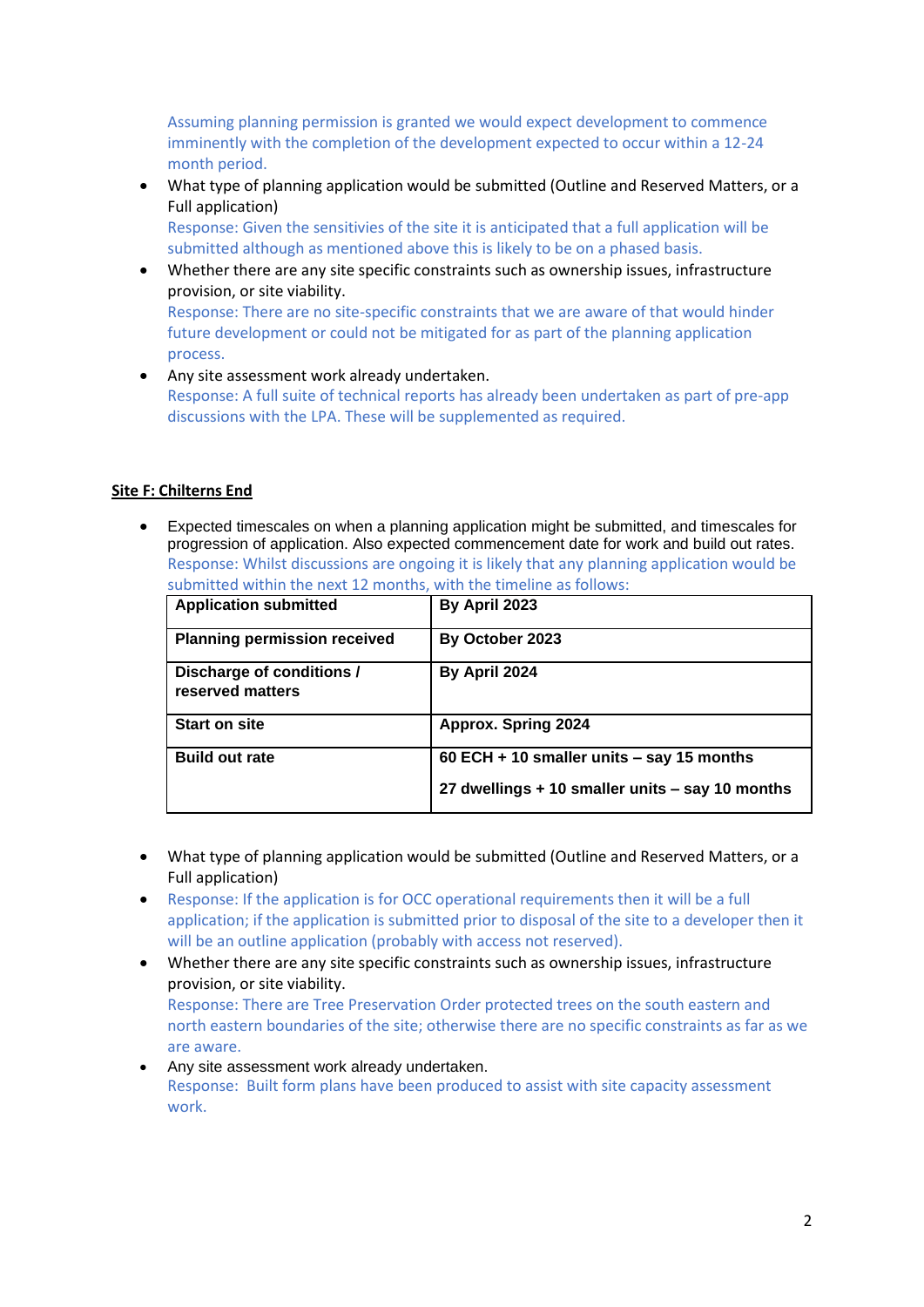Assuming planning permission is granted we would expect development to commence imminently with the completion of the development expected to occur within a 12-24 month period.

- What type of planning application would be submitted (Outline and Reserved Matters, or a Full application)
  Response: Given the sensitivities of the site it is anticipated that a full application will be submitted although as mentioned above this is likely to be on a phased basis.
- Whether there are any site specific constraints such as ownership issues, infrastructure provision, or site viability.
  Response: There are no site-specific constraints that we are aware of that would hinder future development or could not be mitigated for as part of the planning application process.
- Any site assessment work already undertaken.
  Response: A full suite of technical reports has already been undertaken as part of pre-app discussions with the LPA. These will be supplemented as required.

**Site F: Chilterns End**

- Expected timescales on when a planning application might be submitted, and timescales for progression of application. Also expected commencement date for work and build out rates.
  Response: Whilst discussions are ongoing it is likely that any planning application would be submitted within the next 12 months, with the timeline as follows:

| Application submitted | By April 2023 |
|---|---|
| **Planning permission received** | **By October 2023** |
| **Discharge of conditions / reserved matters** | **By April 2024** |
| **Start on site** | **Approx. Spring 2024** |
| **Build out rate** | **60 ECH + 10 smaller units – say 15 months**<br>**27 dwellings + 10 smaller units – say 10 months** |

- What type of planning application would be submitted (Outline and Reserved Matters, or a Full application)
- Response: If the application is for OCC operational requirements then it will be a full application; if the application is submitted prior to disposal of the site to a developer then it will be an outline application (probably with access not reserved).
- Whether there are any site specific constraints such as ownership issues, infrastructure provision, or site viability.
  Response: There are Tree Preservation Order protected trees on the south eastern and north eastern boundaries of the site; otherwise there are no specific constraints as far as we are aware.
- Any site assessment work already undertaken.
  Response: Built form plans have been produced to assist with site capacity assessment work.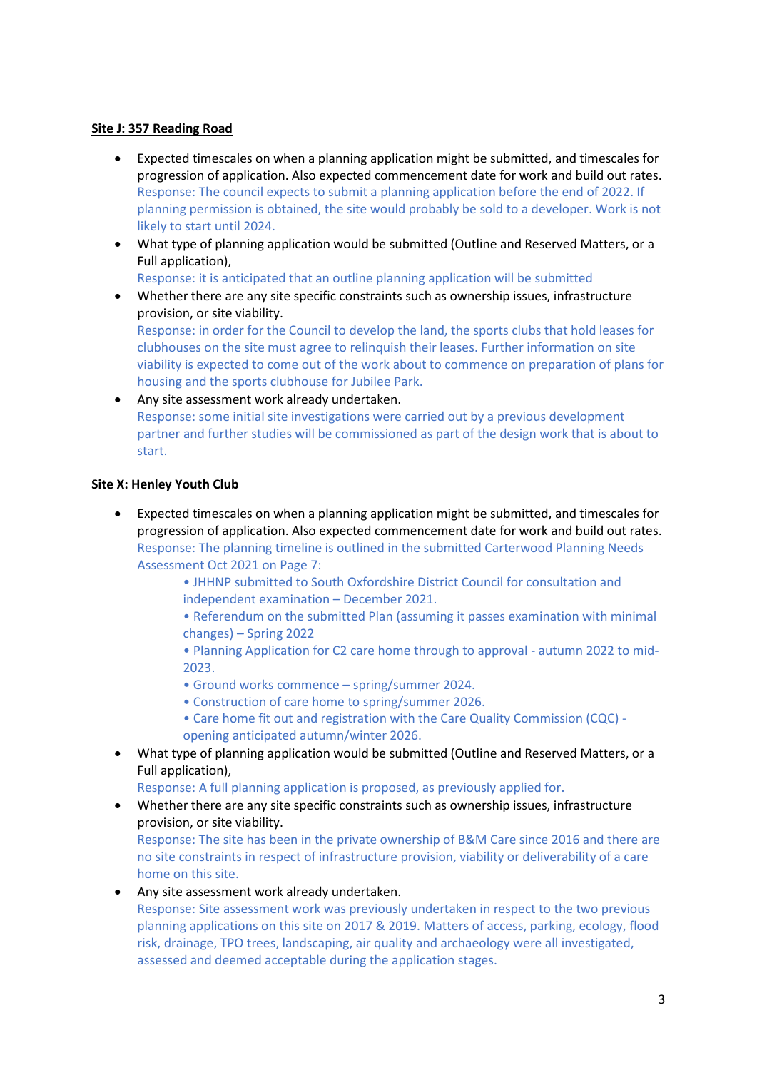**Site J: 357 Reading Road**

- Expected timescales on when a planning application might be submitted, and timescales for progression of application. Also expected commencement date for work and build out rates.
  Response: The council expects to submit a planning application before the end of 2022. If planning permission is obtained, the site would probably be sold to a developer. Work is not likely to start until 2024.
- What type of planning application would be submitted (Outline and Reserved Matters, or a Full application),
  Response: it is anticipated that an outline planning application will be submitted
- Whether there are any site specific constraints such as ownership issues, infrastructure provision, or site viability.
  Response: in order for the Council to develop the land, the sports clubs that hold leases for clubhouses on the site must agree to relinquish their leases. Further information on site viability is expected to come out of the work about to commence on preparation of plans for housing and the sports clubhouse for Jubilee Park.
- Any site assessment work already undertaken.
  Response: some initial site investigations were carried out by a previous development partner and further studies will be commissioned as part of the design work that is about to start.

**Site X: Henley Youth Club**

- Expected timescales on when a planning application might be submitted, and timescales for progression of application. Also expected commencement date for work and build out rates.
  Response: The planning timeline is outlined in the submitted Carterwood Planning Needs Assessment Oct 2021 on Page 7:
  - JHHNP submitted to South Oxfordshire District Council for consultation and independent examination – December 2021.
  - Referendum on the submitted Plan (assuming it passes examination with minimal changes) – Spring 2022
  - Planning Application for C2 care home through to approval - autumn 2022 to mid-2023.
  - Ground works commence – spring/summer 2024.
  - Construction of care home to spring/summer 2026.
  - Care home fit out and registration with the Care Quality Commission (CQC) - opening anticipated autumn/winter 2026.
- What type of planning application would be submitted (Outline and Reserved Matters, or a Full application),
  Response: A full planning application is proposed, as previously applied for.
- Whether there are any site specific constraints such as ownership issues, infrastructure provision, or site viability.
  Response: The site has been in the private ownership of B&M Care since 2016 and there are no site constraints in respect of infrastructure provision, viability or deliverability of a care home on this site.
- Any site assessment work already undertaken.
  Response: Site assessment work was previously undertaken in respect to the two previous planning applications on this site on 2017 & 2019. Matters of access, parking, ecology, flood risk, drainage, TPO trees, landscaping, air quality and archaeology were all investigated, assessed and deemed acceptable during the application stages.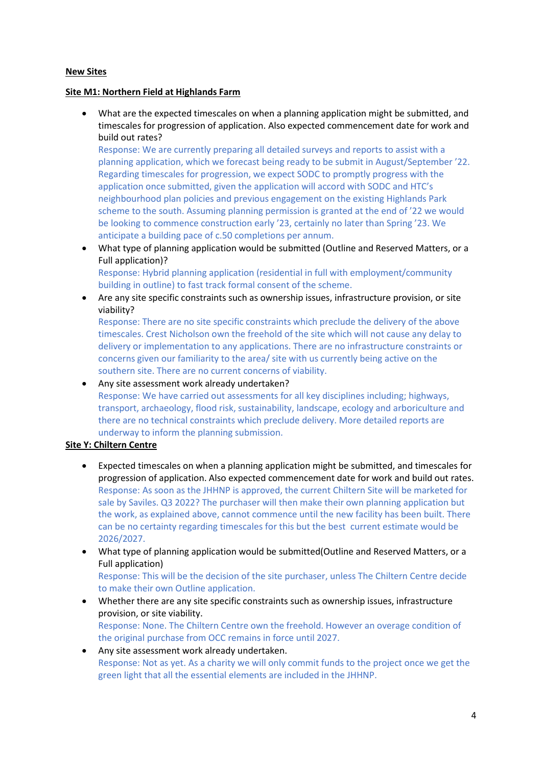**New Sites**

**Site M1: Northern Field at Highlands Farm**

- What are the expected timescales on when a planning application might be submitted, and timescales for progression of application. Also expected commencement date for work and build out rates?
  Response: We are currently preparing all detailed surveys and reports to assist with a planning application, which we forecast being ready to be submit in August/September '22. Regarding timescales for progression, we expect SODC to promptly progress with the application once submitted, given the application will accord with SODC and HTC's neighbourhood plan policies and previous engagement on the existing Highlands Park scheme to the south. Assuming planning permission is granted at the end of '22 we would be looking to commence construction early '23, certainly no later than Spring '23. We anticipate a building pace of c.50 completions per annum.
- What type of planning application would be submitted (Outline and Reserved Matters, or a Full application)?
  Response: Hybrid planning application (residential in full with employment/community building in outline) to fast track formal consent of the scheme.
- Are any site specific constraints such as ownership issues, infrastructure provision, or site viability?
  Response: There are no site specific constraints which preclude the delivery of the above timescales. Crest Nicholson own the freehold of the site which will not cause any delay to delivery or implementation to any applications. There are no infrastructure constraints or concerns given our familiarity to the area/ site with us currently being active on the southern site. There are no current concerns of viability.
- Any site assessment work already undertaken?
  Response: We have carried out assessments for all key disciplines including; highways, transport, archaeology, flood risk, sustainability, landscape, ecology and arboriculture and there are no technical constraints which preclude delivery. More detailed reports are underway to inform the planning submission.

**Site Y: Chiltern Centre**

- Expected timescales on when a planning application might be submitted, and timescales for progression of application. Also expected commencement date for work and build out rates.
  Response: As soon as the JHHNP is approved, the current Chiltern Site will be marketed for sale by Saviles. Q3 2022? The purchaser will then make their own planning application but the work, as explained above, cannot commence until the new facility has been built. There can be no certainty regarding timescales for this but the best current estimate would be 2026/2027.
- What type of planning application would be submitted(Outline and Reserved Matters, or a Full application)
  Response: This will be the decision of the site purchaser, unless The Chiltern Centre decide to make their own Outline application.
- Whether there are any site specific constraints such as ownership issues, infrastructure provision, or site viability.
  Response: None. The Chiltern Centre own the freehold. However an overage condition of the original purchase from OCC remains in force until 2027.
- Any site assessment work already undertaken.
  Response: Not as yet. As a charity we will only commit funds to the project once we get the green light that all the essential elements are included in the JHHNP.